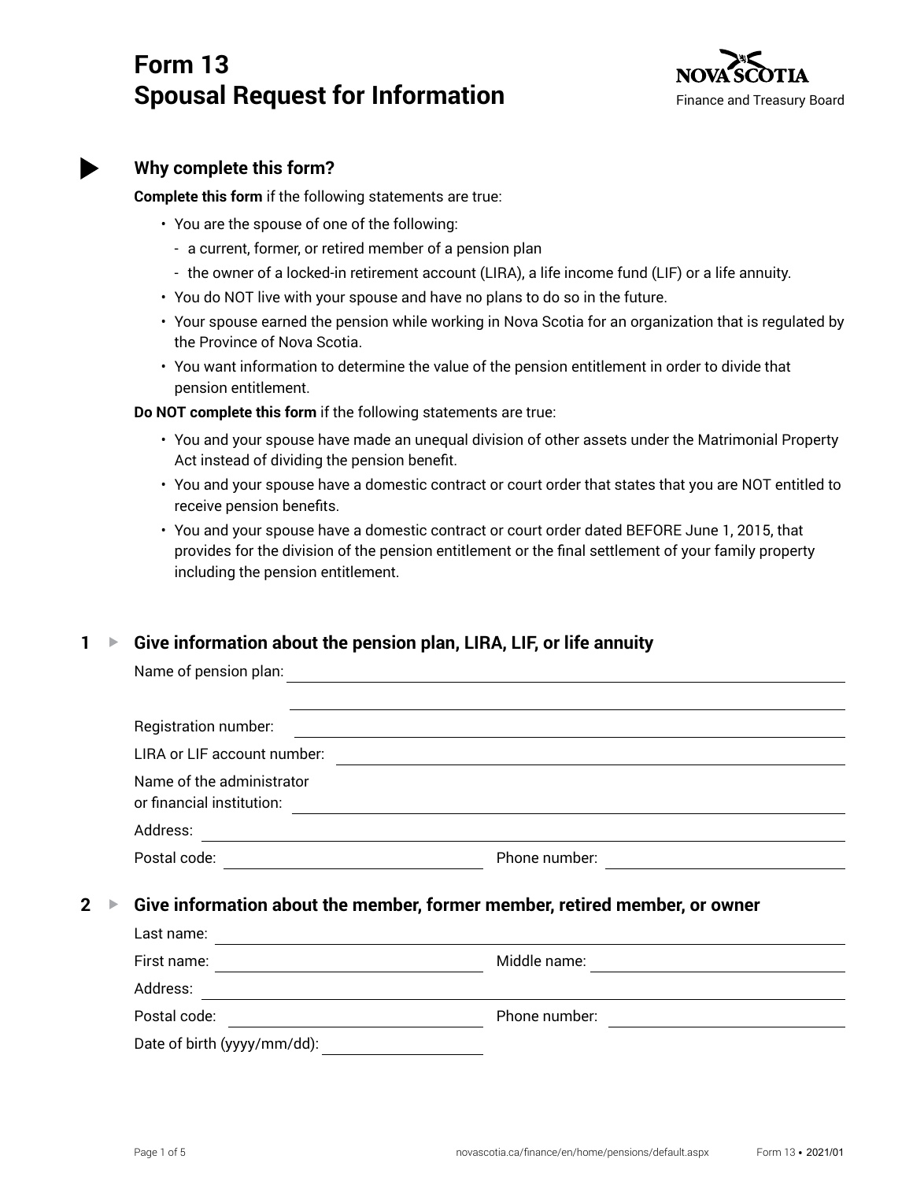# Form 13
# Spousal Request for Information

Nova Scotia
Finance and Treasury Board

## Why complete this form?

**Complete this form** if the following statements are true:

- You are the spouse of one of the following:
  - a current, former, or retired member of a pension plan
  - the owner of a locked-in retirement account (LIRA), a life income fund (LIF) or a life annuity.
- You do NOT live with your spouse and have no plans to do so in the future.
- Your spouse earned the pension while working in Nova Scotia for an organization that is regulated by the Province of Nova Scotia.
- You want information to determine the value of the pension entitlement in order to divide that pension entitlement.

**Do NOT complete this form** if the following statements are true:

- You and your spouse have made an unequal division of other assets under the Matrimonial Property Act instead of dividing the pension benefit.
- You and your spouse have a domestic contract or court order that states that you are NOT entitled to receive pension benefits.
- You and your spouse have a domestic contract or court order dated BEFORE June 1, 2015, that provides for the division of the pension entitlement or the final settlement of your family property including the pension entitlement.

## 1 Give information about the pension plan, LIRA, LIF, or life annuity

Name of pension plan: ______________________________

______________________________

Registration number: ______________________________

LIRA or LIF account number: ______________________________

Name of the administrator or financial institution: ______________________________

Address: ______________________________

Postal code: ______________ Phone number: ______________

## 2 Give information about the member, former member, retired member, or owner

Last name: ______________________________

First name: ______________ Middle name: ______________

Address: ______________________________

Postal code: ______________ Phone number: ______________

Date of birth (yyyy/mm/dd): ______________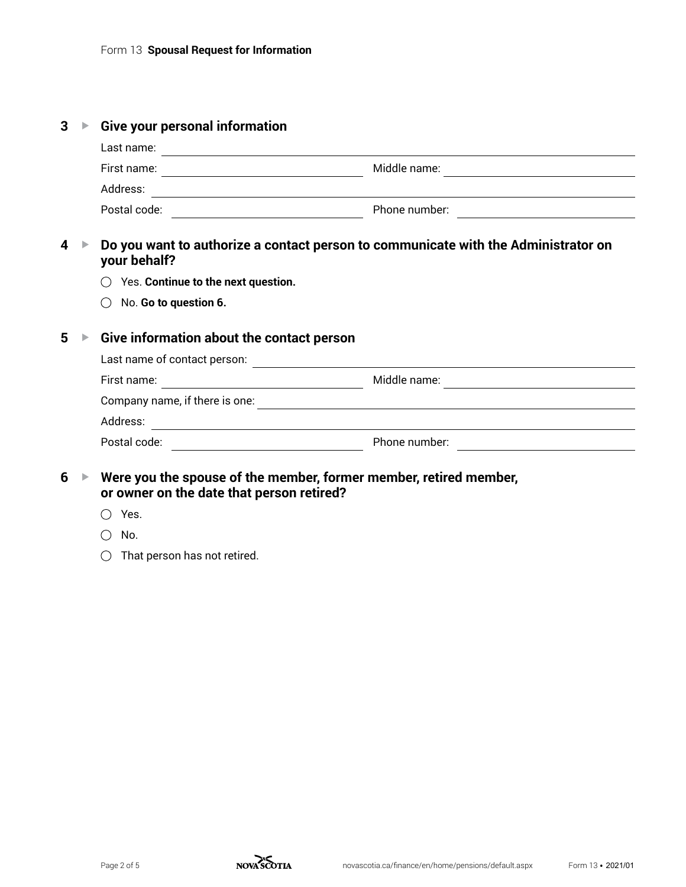## 3 ▶ Give your personal information

Last name: ______________________________

First name: ______________________________ Middle name: ______________________________

Address: ______________________________

Postal code: ______________________________ Phone number: ______________________________

## 4 ▶ Do you want to authorize a contact person to communicate with the Administrator on your behalf?

- ○ Yes. **Continue to the next question.**
- ○ No. **Go to question 6.**

## 5 ▶ Give information about the contact person

Last name of contact person: ______________________________

First name: ______________________________ Middle name: ______________________________

Company name, if there is one: ______________________________

Address: ______________________________

Postal code: ______________________________ Phone number: ______________________________

## 6 ▶ Were you the spouse of the member, former member, retired member, or owner on the date that person retired?

- ○ Yes.
- ○ No.
- ○ That person has not retired.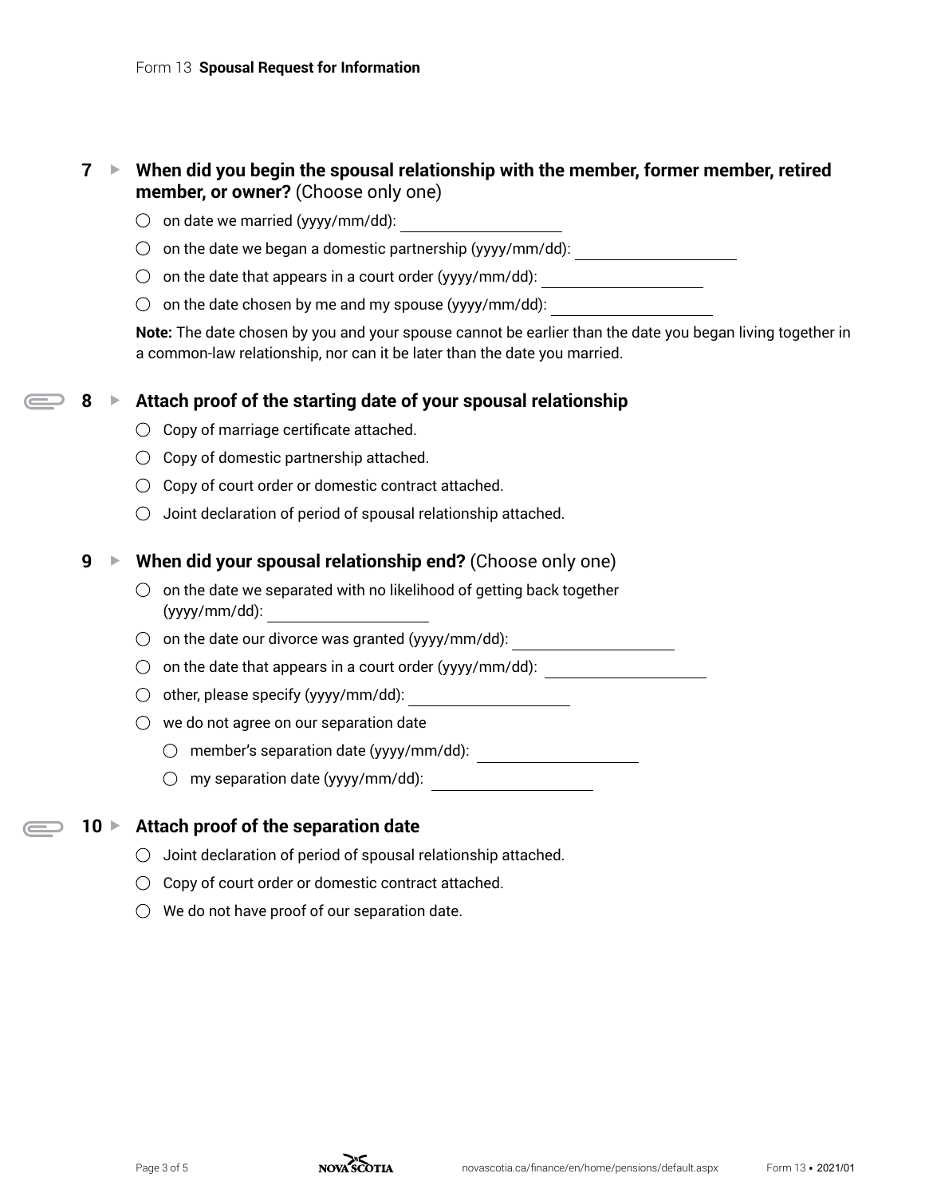Form 13 **Spousal Request for Information**

**7 ▶ When did you begin the spousal relationship with the member, former member, retired member, or owner?** (Choose only one)

- ◯ on date we married (yyyy/mm/dd): ____________________
- ◯ on the date we began a domestic partnership (yyyy/mm/dd): ____________________
- ◯ on the date that appears in a court order (yyyy/mm/dd): ____________________
- ◯ on the date chosen by me and my spouse (yyyy/mm/dd): ____________________

**Note:** The date chosen by you and your spouse cannot be earlier than the date you began living together in a common-law relationship, nor can it be later than the date you married.

**8 ▶ Attach proof of the starting date of your spousal relationship**

- ◯ Copy of marriage certificate attached.
- ◯ Copy of domestic partnership attached.
- ◯ Copy of court order or domestic contract attached.
- ◯ Joint declaration of period of spousal relationship attached.

**9 ▶ When did your spousal relationship end?** (Choose only one)

- ◯ on the date we separated with no likelihood of getting back together (yyyy/mm/dd): ____________________
- ◯ on the date our divorce was granted (yyyy/mm/dd): ____________________
- ◯ on the date that appears in a court order (yyyy/mm/dd): ____________________
- ◯ other, please specify (yyyy/mm/dd): ____________________
- ◯ we do not agree on our separation date
  - ◯ member's separation date (yyyy/mm/dd): ____________________
  - ◯ my separation date (yyyy/mm/dd): ____________________

**10 ▶ Attach proof of the separation date**

- ◯ Joint declaration of period of spousal relationship attached.
- ◯ Copy of court order or domestic contract attached.
- ◯ We do not have proof of our separation date.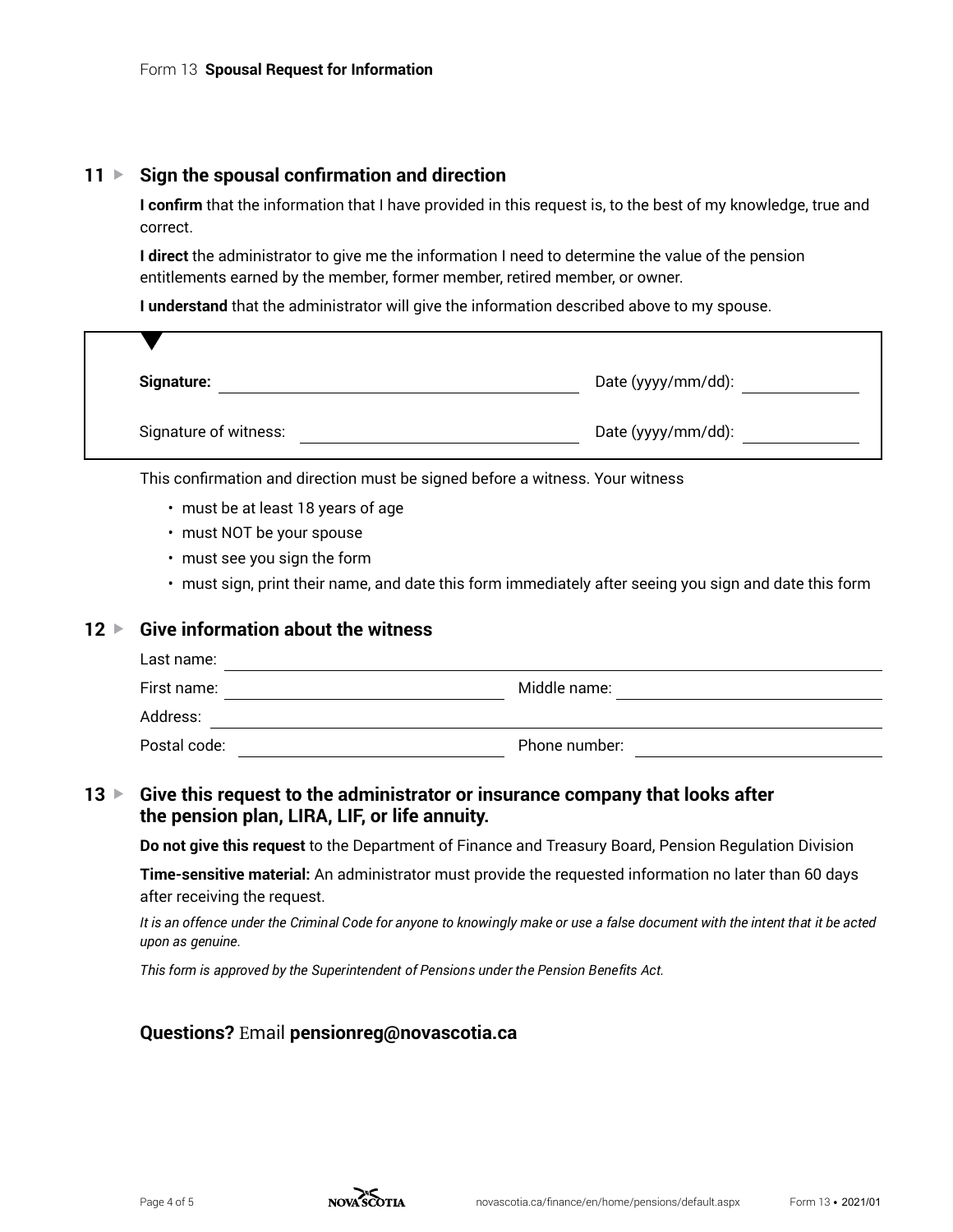## 11 ▶ Sign the spousal confirmation and direction

**I confirm** that the information that I have provided in this request is, to the best of my knowledge, true and correct.

**I direct** the administrator to give me the information I need to determine the value of the pension entitlements earned by the member, former member, retired member, or owner.

**I understand** that the administrator will give the information described above to my spouse.

**Signature:** ____________________ Date (yyyy/mm/dd): ____________

Signature of witness: ____________________ Date (yyyy/mm/dd): ____________

This confirmation and direction must be signed before a witness. Your witness

- must be at least 18 years of age
- must NOT be your spouse
- must see you sign the form
- must sign, print their name, and date this form immediately after seeing you sign and date this form

## 12 ▶ Give information about the witness

Last name: ____________________

First name: ____________________ Middle name: ____________________

Address: ____________________

Postal code: ____________________ Phone number: ____________________

## 13 ▶ Give this request to the administrator or insurance company that looks after the pension plan, LIRA, LIF, or life annuity.

**Do not give this request** to the Department of Finance and Treasury Board, Pension Regulation Division

**Time-sensitive material:** An administrator must provide the requested information no later than 60 days after receiving the request.

*It is an offence under the Criminal Code for anyone to knowingly make or use a false document with the intent that it be acted upon as genuine.*

*This form is approved by the Superintendent of Pensions under the Pension Benefits Act.*

**Questions?** Email **pensionreg@novascotia.ca**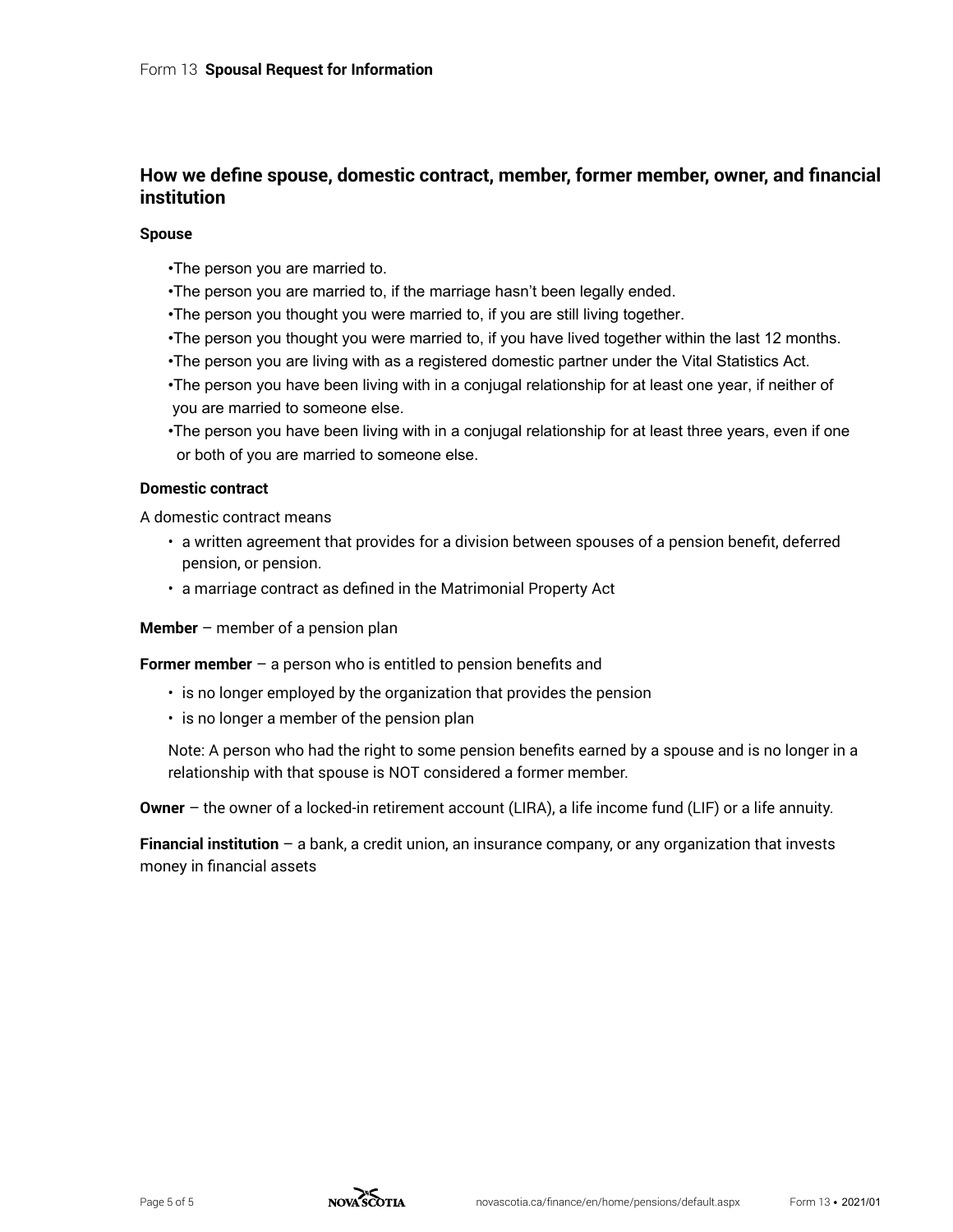## How we define spouse, domestic contract, member, former member, owner, and financial institution

**Spouse**

- The person you are married to.
- The person you are married to, if the marriage hasn't been legally ended.
- The person you thought you were married to, if you are still living together.
- The person you thought you were married to, if you have lived together within the last 12 months.
- The person you are living with as a registered domestic partner under the Vital Statistics Act.
- The person you have been living with in a conjugal relationship for at least one year, if neither of you are married to someone else.
- The person you have been living with in a conjugal relationship for at least three years, even if one or both of you are married to someone else.

**Domestic contract**

A domestic contract means

- a written agreement that provides for a division between spouses of a pension benefit, deferred pension, or pension.
- a marriage contract as defined in the Matrimonial Property Act

**Member** – member of a pension plan

**Former member** – a person who is entitled to pension benefits and

- is no longer employed by the organization that provides the pension
- is no longer a member of the pension plan

Note: A person who had the right to some pension benefits earned by a spouse and is no longer in a relationship with that spouse is NOT considered a former member.

**Owner** – the owner of a locked-in retirement account (LIRA), a life income fund (LIF) or a life annuity.

**Financial institution** – a bank, a credit union, an insurance company, or any organization that invests money in financial assets